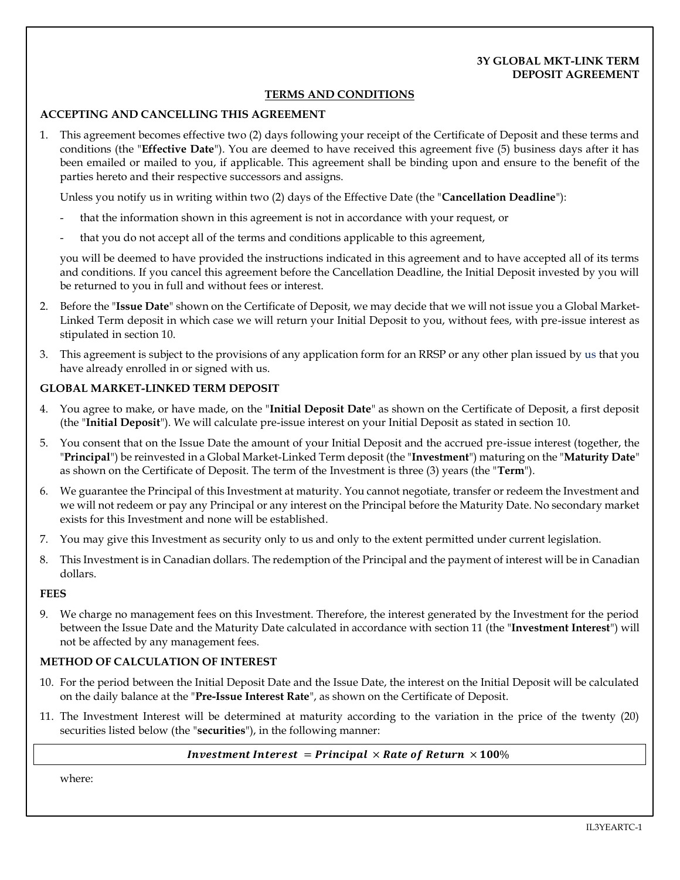**3Y GLOBAL MKT-LINK TERM DEPOSIT AGREEMENT**

## TERMS AND CONDITIONS

### ACCEPTING AND CANCELLING THIS AGREEMENT

1. This agreement becomes effective two (2) days following your receipt of the Certificate of Deposit and these terms and conditions (the "**Effective Date**"). You are deemed to have received this agreement five (5) business days after it has been emailed or mailed to you, if applicable. This agreement shall be binding upon and ensure to the benefit of the parties hereto and their respective successors and assigns.

   Unless you notify us in writing within two (2) days of the Effective Date (the "**Cancellation Deadline**"):

   - that the information shown in this agreement is not in accordance with your request, or
   - that you do not accept all of the terms and conditions applicable to this agreement,

   you will be deemed to have provided the instructions indicated in this agreement and to have accepted all of its terms and conditions. If you cancel this agreement before the Cancellation Deadline, the Initial Deposit invested by you will be returned to you in full and without fees or interest.

2. Before the "**Issue Date**" shown on the Certificate of Deposit, we may decide that we will not issue you a Global Market-Linked Term deposit in which case we will return your Initial Deposit to you, without fees, with pre-issue interest as stipulated in section 10.

3. This agreement is subject to the provisions of any application form for an RRSP or any other plan issued by us that you have already enrolled in or signed with us.

### GLOBAL MARKET-LINKED TERM DEPOSIT

4. You agree to make, or have made, on the "**Initial Deposit Date**" as shown on the Certificate of Deposit, a first deposit (the "**Initial Deposit**"). We will calculate pre-issue interest on your Initial Deposit as stated in section 10.

5. You consent that on the Issue Date the amount of your Initial Deposit and the accrued pre-issue interest (together, the "**Principal**") be reinvested in a Global Market-Linked Term deposit (the "**Investment**") maturing on the "**Maturity Date**" as shown on the Certificate of Deposit. The term of the Investment is three (3) years (the "**Term**").

6. We guarantee the Principal of this Investment at maturity. You cannot negotiate, transfer or redeem the Investment and we will not redeem or pay any Principal or any interest on the Principal before the Maturity Date. No secondary market exists for this Investment and none will be established.

7. You may give this Investment as security only to us and only to the extent permitted under current legislation.

8. This Investment is in Canadian dollars. The redemption of the Principal and the payment of interest will be in Canadian dollars.

### FEES

9. We charge no management fees on this Investment. Therefore, the interest generated by the Investment for the period between the Issue Date and the Maturity Date calculated in accordance with section 11 (the "**Investment Interest**") will not be affected by any management fees.

### METHOD OF CALCULATION OF INTEREST

10. For the period between the Initial Deposit Date and the Issue Date, the interest on the Initial Deposit will be calculated on the daily balance at the "**Pre-Issue Interest Rate**", as shown on the Certificate of Deposit.

11. The Investment Interest will be determined at maturity according to the variation in the price of the twenty (20) securities listed below (the "**securities**"), in the following manner:

$$\textbf{Investment Interest} = \textbf{Principal} \times \textbf{Rate of Return} \times \mathbf{100}\%$$

where: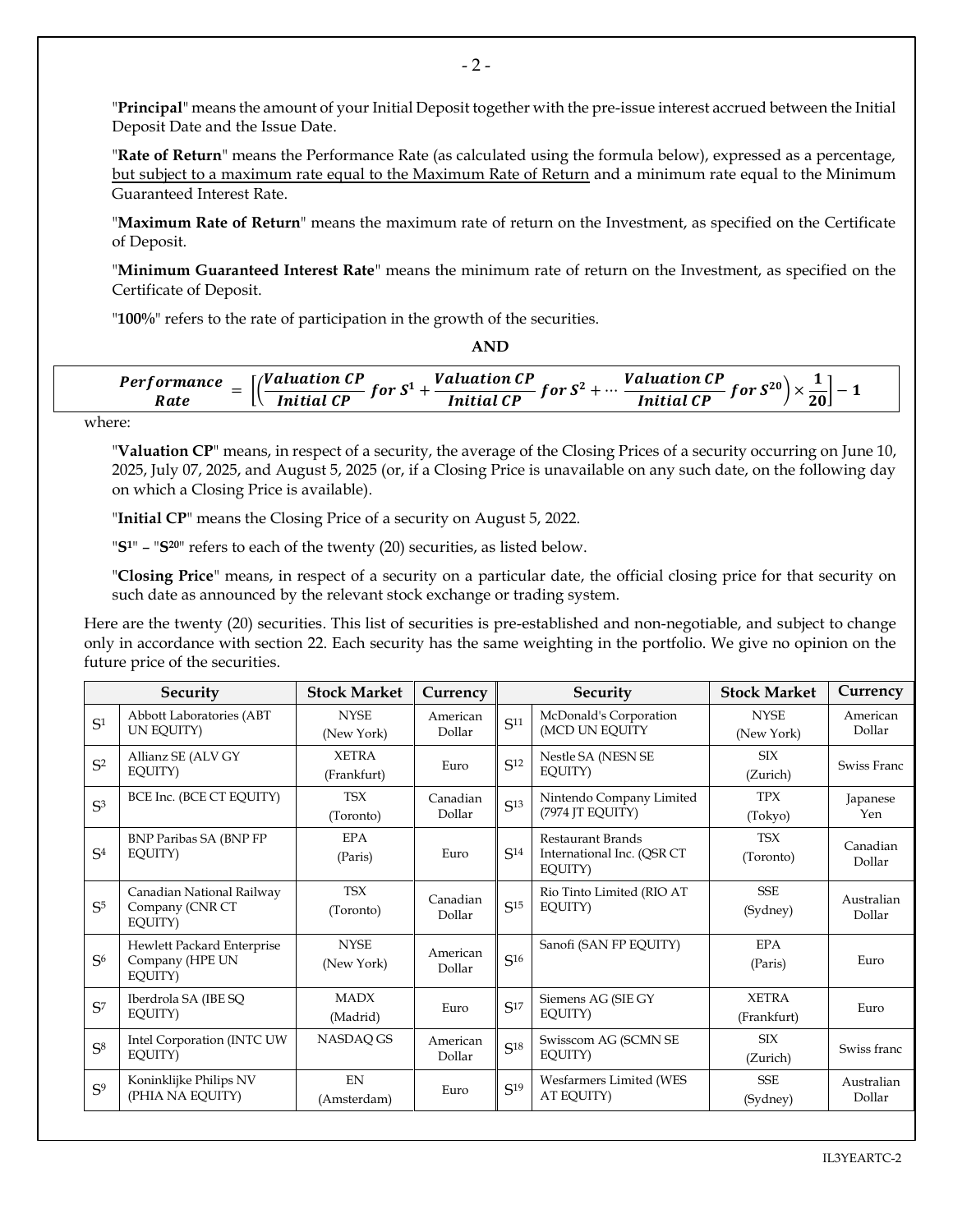"**Principal**" means the amount of your Initial Deposit together with the pre-issue interest accrued between the Initial Deposit Date and the Issue Date.

"**Rate of Return**" means the Performance Rate (as calculated using the formula below), expressed as a percentage, <u>but subject to a maximum rate equal to the Maximum Rate of Return</u> and a minimum rate equal to the Minimum Guaranteed Interest Rate.

"**Maximum Rate of Return**" means the maximum rate of return on the Investment, as specified on the Certificate of Deposit.

"**Minimum Guaranteed Interest Rate**" means the minimum rate of return on the Investment, as specified on the Certificate of Deposit.

"**100%**" refers to the rate of participation in the growth of the securities.

**AND**

$$\textbf{Performance Rate} = \left[\left(\frac{\textbf{Valuation CP}}{\textbf{Initial CP}}\ \textbf{for}\ S^1 + \frac{\textbf{Valuation CP}}{\textbf{Initial CP}}\ \textbf{for}\ S^2 + \cdots \frac{\textbf{Valuation CP}}{\textbf{Initial CP}}\ \textbf{for}\ S^{20}\right) \times \frac{1}{20}\right] - 1$$

where:

"**Valuation CP**" means, in respect of a security, the average of the Closing Prices of a security occurring on June 10, 2025, July 07, 2025, and August 5, 2025 (or, if a Closing Price is unavailable on any such date, on the following day on which a Closing Price is available).

"**Initial CP**" means the Closing Price of a security on August 5, 2022.

"$S^1$" – "$S^{20}$" refers to each of the twenty (20) securities, as listed below.

"**Closing Price**" means, in respect of a security on a particular date, the official closing price for that security on such date as announced by the relevant stock exchange or trading system.

Here are the twenty (20) securities. This list of securities is pre-established and non-negotiable, and subject to change only in accordance with section 22. Each security has the same weighting in the portfolio. We give no opinion on the future price of the securities.

| | Security | Stock Market | Currency | | Security | Stock Market | Currency |
|---|---|---|---|---|---|---|---|
| $S^1$ | Abbott Laboratories (ABT UN EQUITY) | NYSE (New York) | American Dollar | $S^{11}$ | McDonald's Corporation (MCD UN EQUITY | NYSE (New York) | American Dollar |
| $S^2$ | Allianz SE (ALV GY EQUITY) | XETRA (Frankfurt) | Euro | $S^{12}$ | Nestle SA (NESN SE EQUITY) | SIX (Zurich) | Swiss Franc |
| $S^3$ | BCE Inc. (BCE CT EQUITY) | TSX (Toronto) | Canadian Dollar | $S^{13}$ | Nintendo Company Limited (7974 JT EQUITY) | TPX (Tokyo) | Japanese Yen |
| $S^4$ | BNP Paribas SA (BNP FP EQUITY) | EPA (Paris) | Euro | $S^{14}$ | Restaurant Brands International Inc. (QSR CT EQUITY) | TSX (Toronto) | Canadian Dollar |
| $S^5$ | Canadian National Railway Company (CNR CT EQUITY) | TSX (Toronto) | Canadian Dollar | $S^{15}$ | Rio Tinto Limited (RIO AT EQUITY) | SSE (Sydney) | Australian Dollar |
| $S^6$ | Hewlett Packard Enterprise Company (HPE UN EQUITY) | NYSE (New York) | American Dollar | $S^{16}$ | Sanofi (SAN FP EQUITY) | EPA (Paris) | Euro |
| $S^7$ | Iberdrola SA (IBE SQ EQUITY) | MADX (Madrid) | Euro | $S^{17}$ | Siemens AG (SIE GY EQUITY) | XETRA (Frankfurt) | Euro |
| $S^8$ | Intel Corporation (INTC UW EQUITY) | NASDAQ GS | American Dollar | $S^{18}$ | Swisscom AG (SCMN SE EQUITY) | SIX (Zurich) | Swiss franc |
| $S^9$ | Koninklijke Philips NV (PHIA NA EQUITY) | EN (Amsterdam) | Euro | $S^{19}$ | Wesfarmers Limited (WES AT EQUITY) | SSE (Sydney) | Australian Dollar |

IL3YEARTC-2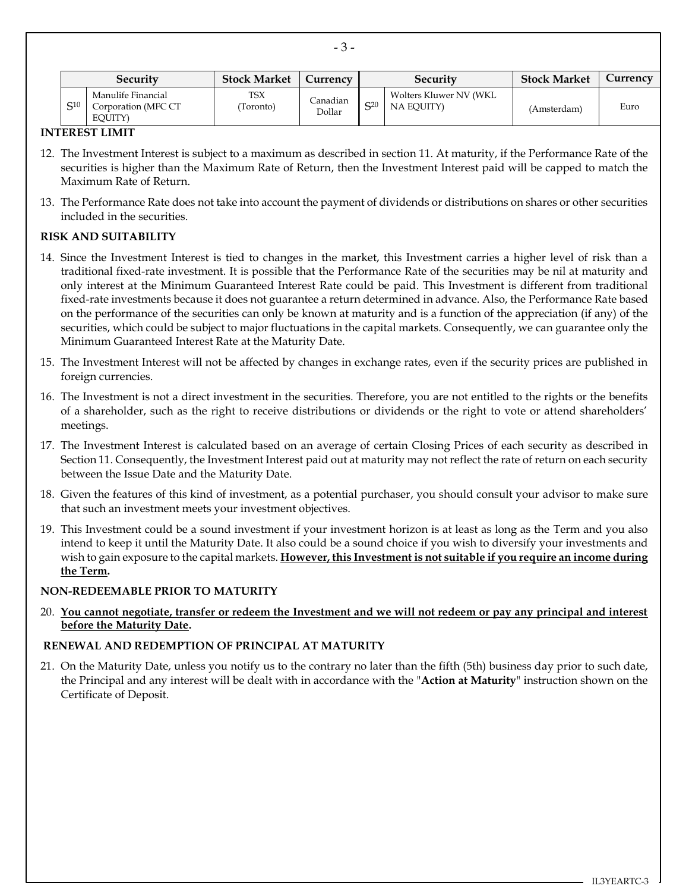| | Security | Stock Market | Currency | | Security | Stock Market | Currency |
|---|---|---|---|---|---|---|---|
| $S^{10}$ | Manulife Financial Corporation (MFC CT EQUITY) | TSX (Toronto) | Canadian Dollar | $S^{20}$ | Wolters Kluwer NV (WKL NA EQUITY) | (Amsterdam) | Euro |

**INTEREST LIMIT**

12. The Investment Interest is subject to a maximum as described in section 11. At maturity, if the Performance Rate of the securities is higher than the Maximum Rate of Return, then the Investment Interest paid will be capped to match the Maximum Rate of Return.

13. The Performance Rate does not take into account the payment of dividends or distributions on shares or other securities included in the securities.

**RISK AND SUITABILITY**

14. Since the Investment Interest is tied to changes in the market, this Investment carries a higher level of risk than a traditional fixed-rate investment. It is possible that the Performance Rate of the securities may be nil at maturity and only interest at the Minimum Guaranteed Interest Rate could be paid. This Investment is different from traditional fixed-rate investments because it does not guarantee a return determined in advance. Also, the Performance Rate based on the performance of the securities can only be known at maturity and is a function of the appreciation (if any) of the securities, which could be subject to major fluctuations in the capital markets. Consequently, we can guarantee only the Minimum Guaranteed Interest Rate at the Maturity Date.

15. The Investment Interest will not be affected by changes in exchange rates, even if the security prices are published in foreign currencies.

16. The Investment is not a direct investment in the securities. Therefore, you are not entitled to the rights or the benefits of a shareholder, such as the right to receive distributions or dividends or the right to vote or attend shareholders' meetings.

17. The Investment Interest is calculated based on an average of certain Closing Prices of each security as described in Section 11. Consequently, the Investment Interest paid out at maturity may not reflect the rate of return on each security between the Issue Date and the Maturity Date.

18. Given the features of this kind of investment, as a potential purchaser, you should consult your advisor to make sure that such an investment meets your investment objectives.

19. This Investment could be a sound investment if your investment horizon is at least as long as the Term and you also intend to keep it until the Maturity Date. It also could be a sound choice if you wish to diversify your investments and wish to gain exposure to the capital markets. **However, this Investment is not suitable if you require an income during the Term.**

**NON-REDEEMABLE PRIOR TO MATURITY**

20. **You cannot negotiate, transfer or redeem the Investment and we will not redeem or pay any principal and interest before the Maturity Date.**

**RENEWAL AND REDEMPTION OF PRINCIPAL AT MATURITY**

21. On the Maturity Date, unless you notify us to the contrary no later than the fifth (5th) business day prior to such date, the Principal and any interest will be dealt with in accordance with the "**Action at Maturity**" instruction shown on the Certificate of Deposit.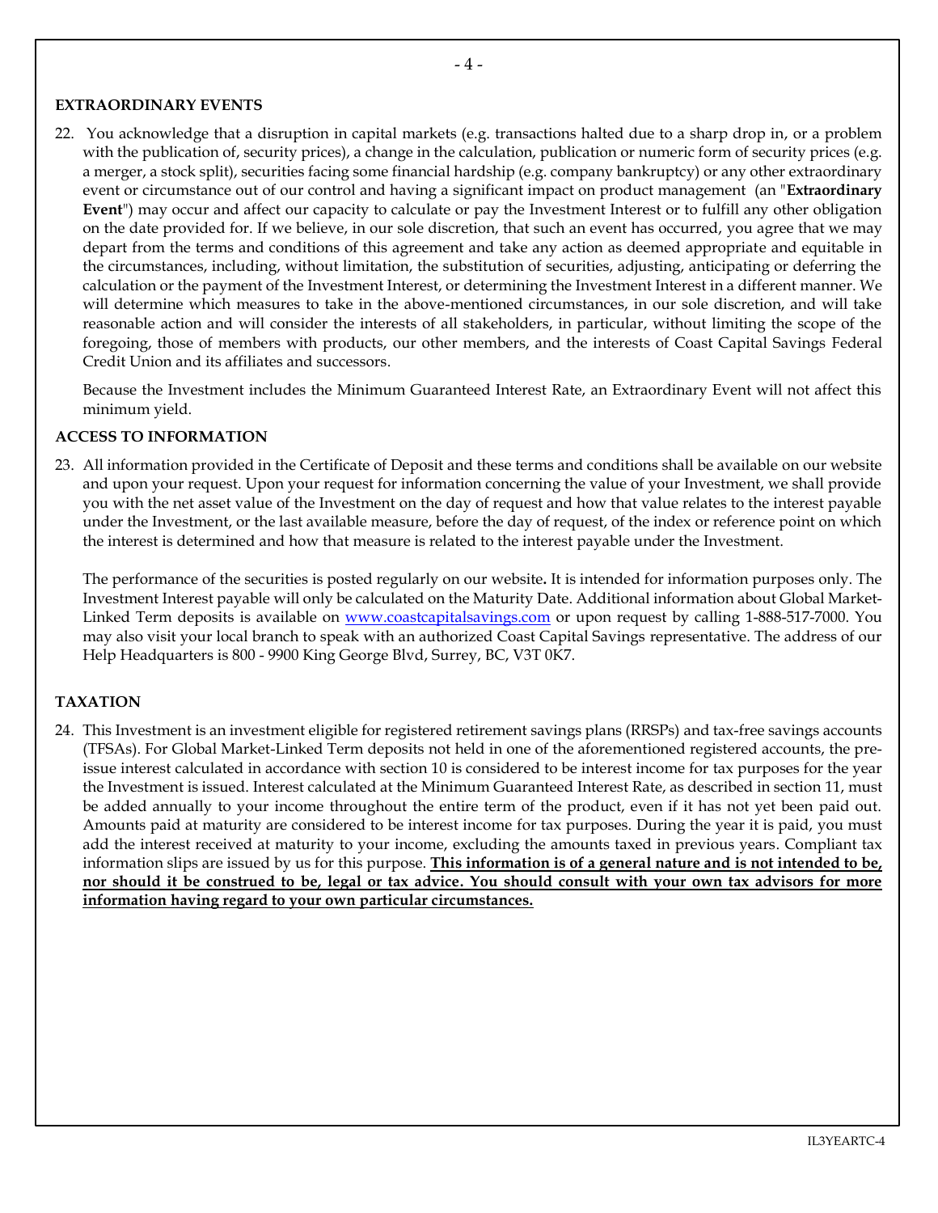## EXTRAORDINARY EVENTS

22. You acknowledge that a disruption in capital markets (e.g. transactions halted due to a sharp drop in, or a problem with the publication of, security prices), a change in the calculation, publication or numeric form of security prices (e.g. a merger, a stock split), securities facing some financial hardship (e.g. company bankruptcy) or any other extraordinary event or circumstance out of our control and having a significant impact on product management (an "**Extraordinary Event**") may occur and affect our capacity to calculate or pay the Investment Interest or to fulfill any other obligation on the date provided for. If we believe, in our sole discretion, that such an event has occurred, you agree that we may depart from the terms and conditions of this agreement and take any action as deemed appropriate and equitable in the circumstances, including, without limitation, the substitution of securities, adjusting, anticipating or deferring the calculation or the payment of the Investment Interest, or determining the Investment Interest in a different manner. We will determine which measures to take in the above-mentioned circumstances, in our sole discretion, and will take reasonable action and will consider the interests of all stakeholders, in particular, without limiting the scope of the foregoing, those of members with products, our other members, and the interests of Coast Capital Savings Federal Credit Union and its affiliates and successors.

    Because the Investment includes the Minimum Guaranteed Interest Rate, an Extraordinary Event will not affect this minimum yield.

## ACCESS TO INFORMATION

23. All information provided in the Certificate of Deposit and these terms and conditions shall be available on our website and upon your request. Upon your request for information concerning the value of your Investment, we shall provide you with the net asset value of the Investment on the day of request and how that value relates to the interest payable under the Investment, or the last available measure, before the day of request, of the index or reference point on which the interest is determined and how that measure is related to the interest payable under the Investment.

    The performance of the securities is posted regularly on our website**.** It is intended for information purposes only. The Investment Interest payable will only be calculated on the Maturity Date. Additional information about Global Market-Linked Term deposits is available on [www.coastcapitalsavings.com](http://www.coastcapitalsavings.com) or upon request by calling 1-888-517-7000. You may also visit your local branch to speak with an authorized Coast Capital Savings representative. The address of our Help Headquarters is 800 - 9900 King George Blvd, Surrey, BC, V3T 0K7.

## TAXATION

24. This Investment is an investment eligible for registered retirement savings plans (RRSPs) and tax-free savings accounts (TFSAs). For Global Market-Linked Term deposits not held in one of the aforementioned registered accounts, the pre-issue interest calculated in accordance with section 10 is considered to be interest income for tax purposes for the year the Investment is issued. Interest calculated at the Minimum Guaranteed Interest Rate, as described in section 11, must be added annually to your income throughout the entire term of the product, even if it has not yet been paid out. Amounts paid at maturity are considered to be interest income for tax purposes. During the year it is paid, you must add the interest received at maturity to your income, excluding the amounts taxed in previous years. Compliant tax information slips are issued by us for this purpose. **<u>This information is of a general nature and is not intended to be, nor should it be construed to be, legal or tax advice. You should consult with your own tax advisors for more information having regard to your own particular circumstances.</u>**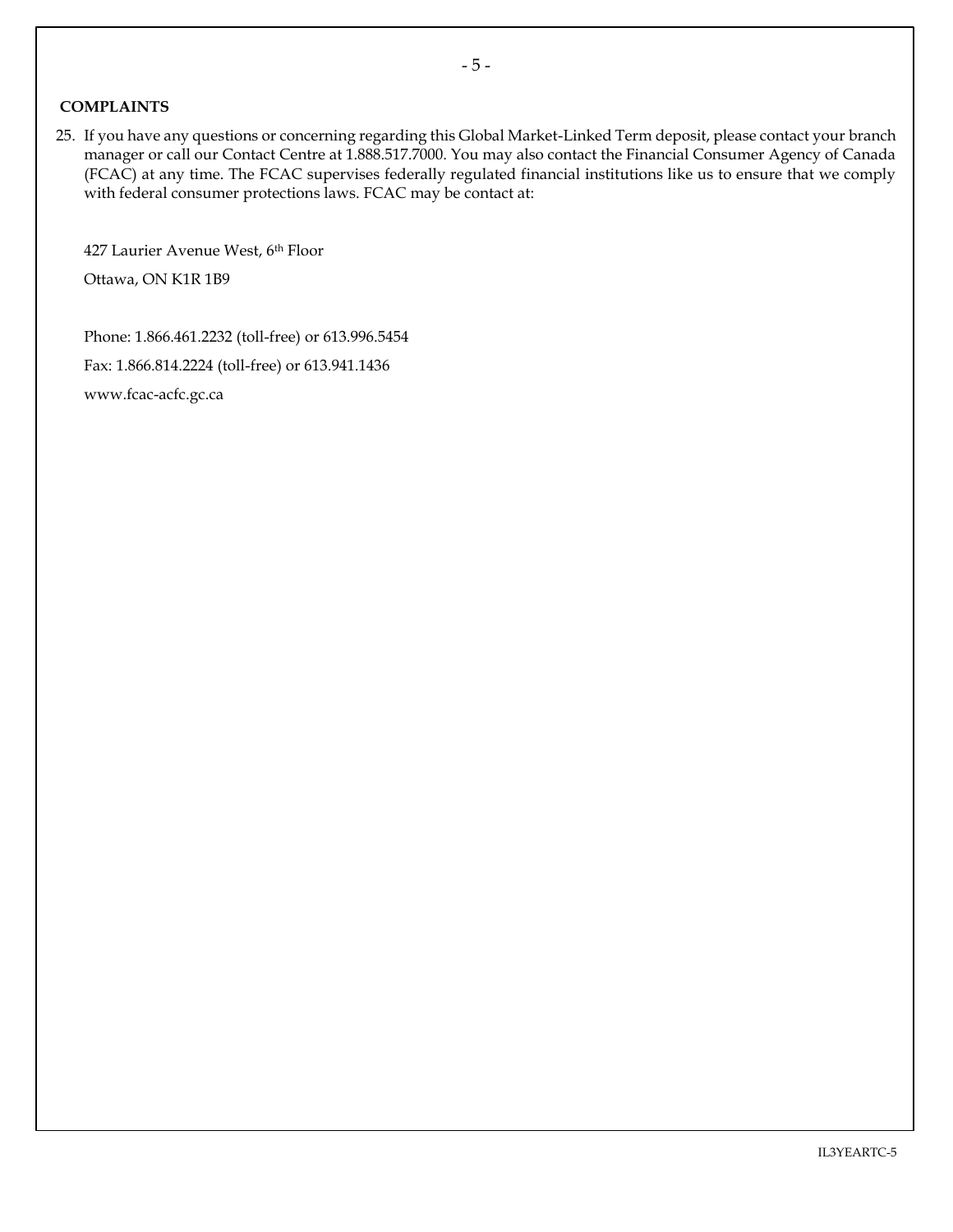## COMPLAINTS

25. If you have any questions or concerning regarding this Global Market-Linked Term deposit, please contact your branch manager or call our Contact Centre at 1.888.517.7000. You may also contact the Financial Consumer Agency of Canada (FCAC) at any time. The FCAC supervises federally regulated financial institutions like us to ensure that we comply with federal consumer protections laws. FCAC may be contact at:

    427 Laurier Avenue West, 6th Floor

    Ottawa, ON K1R 1B9

    Phone: 1.866.461.2232 (toll-free) or 613.996.5454

    Fax: 1.866.814.2224 (toll-free) or 613.941.1436

    www.fcac-acfc.gc.ca

IL3YEARTC-5